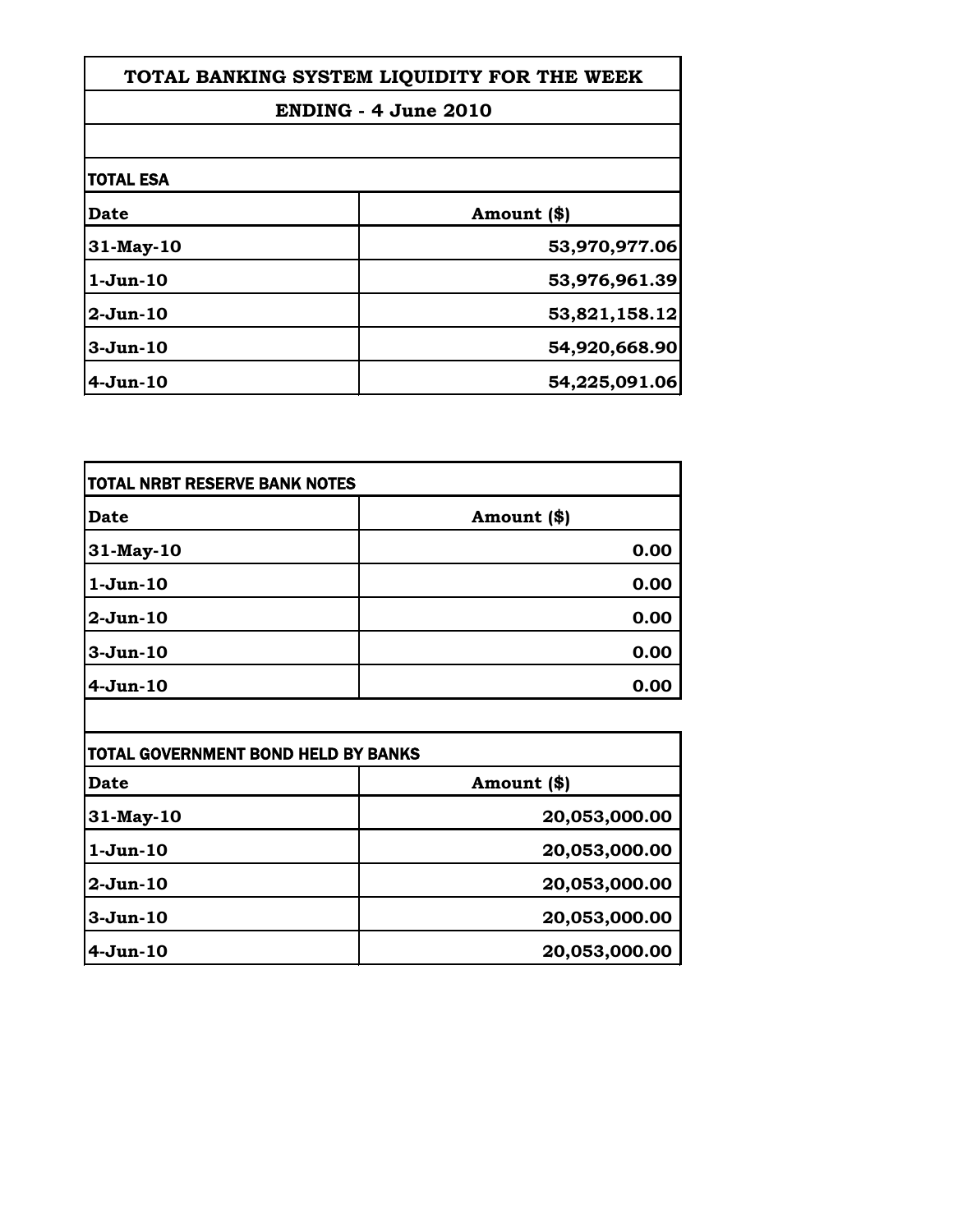# TOTAL BANKING SYSTEM LIQUIDITY FOR THE WEEK

## ENDING - 4 June 2010

### TOTAL ESA

| Date | Amount ($) |
|---|---|
| 31-May-10 | 53,970,977.06 |
| 1-Jun-10 | 53,976,961.39 |
| 2-Jun-10 | 53,821,158.12 |
| 3-Jun-10 | 54,920,668.90 |
| 4-Jun-10 | 54,225,091.06 |

### TOTAL NRBT RESERVE BANK NOTES

| Date | Amount ($) |
|---|---|
| 31-May-10 | 0.00 |
| 1-Jun-10 | 0.00 |
| 2-Jun-10 | 0.00 |
| 3-Jun-10 | 0.00 |
| 4-Jun-10 | 0.00 |

### TOTAL GOVERNMENT BOND HELD BY BANKS

| Date | Amount ($) |
|---|---|
| 31-May-10 | 20,053,000.00 |
| 1-Jun-10 | 20,053,000.00 |
| 2-Jun-10 | 20,053,000.00 |
| 3-Jun-10 | 20,053,000.00 |
| 4-Jun-10 | 20,053,000.00 |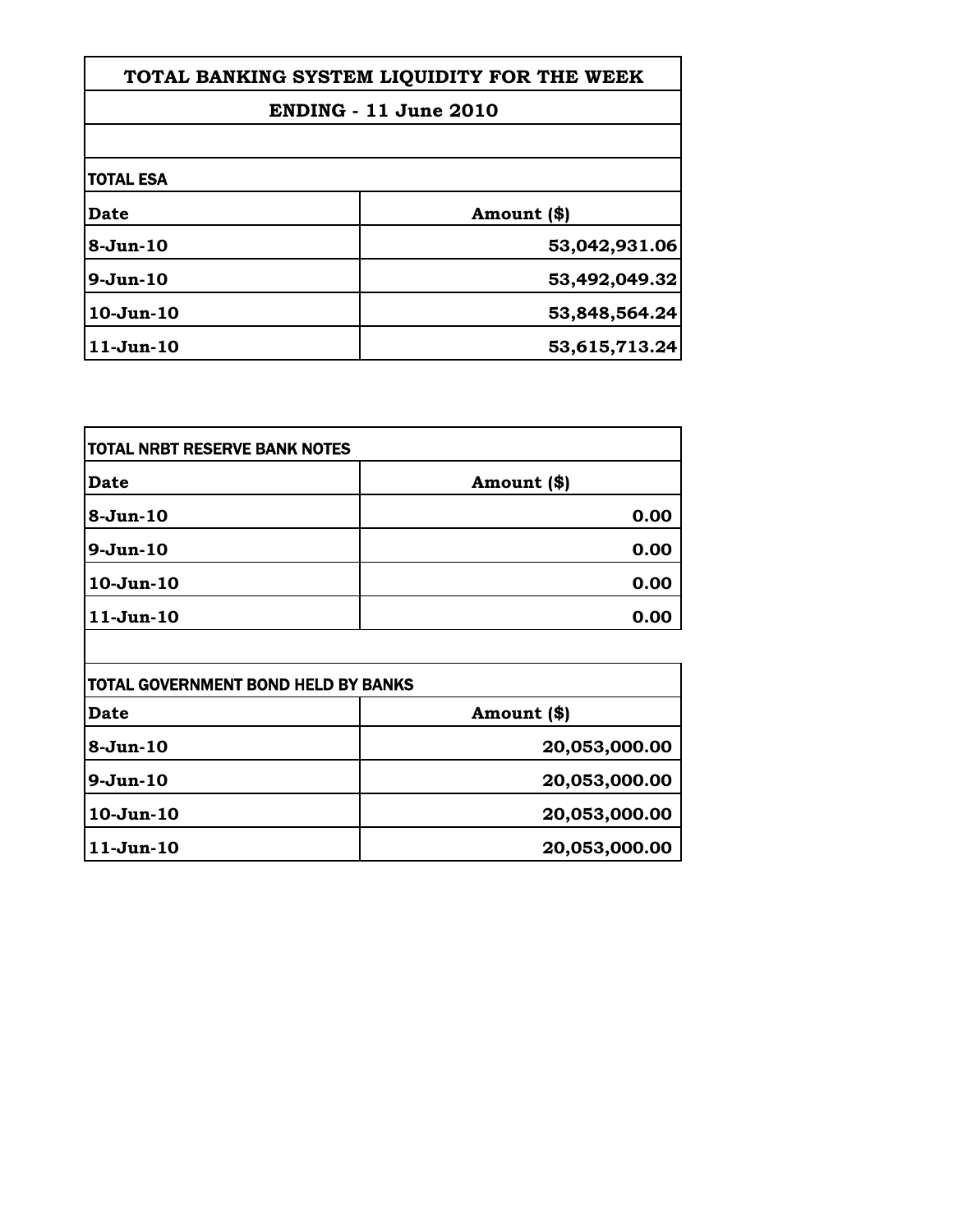# TOTAL BANKING SYSTEM LIQUIDITY FOR THE WEEK

## ENDING - 11 June 2010

### TOTAL ESA

| Date | Amount ($) |
|---|---|
| 8-Jun-10 | 53,042,931.06 |
| 9-Jun-10 | 53,492,049.32 |
| 10-Jun-10 | 53,848,564.24 |
| 11-Jun-10 | 53,615,713.24 |

### TOTAL NRBT RESERVE BANK NOTES

| Date | Amount ($) |
|---|---|
| 8-Jun-10 | 0.00 |
| 9-Jun-10 | 0.00 |
| 10-Jun-10 | 0.00 |
| 11-Jun-10 | 0.00 |

### TOTAL GOVERNMENT BOND HELD BY BANKS

| Date | Amount ($) |
|---|---|
| 8-Jun-10 | 20,053,000.00 |
| 9-Jun-10 | 20,053,000.00 |
| 10-Jun-10 | 20,053,000.00 |
| 11-Jun-10 | 20,053,000.00 |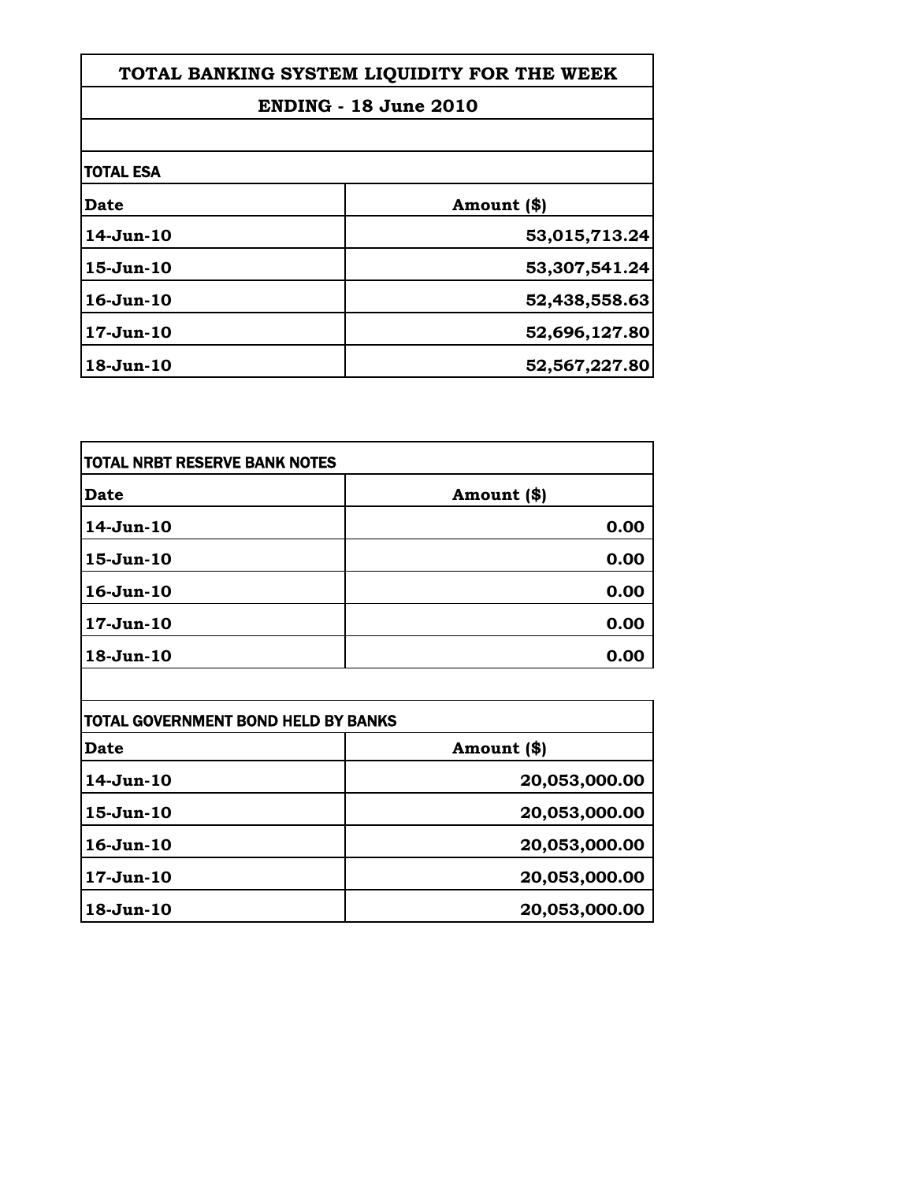# TOTAL BANKING SYSTEM LIQUIDITY FOR THE WEEK

## ENDING - 18 June 2010

### TOTAL ESA

| Date | Amount ($) |
|---|---|
| 14-Jun-10 | 53,015,713.24 |
| 15-Jun-10 | 53,307,541.24 |
| 16-Jun-10 | 52,438,558.63 |
| 17-Jun-10 | 52,696,127.80 |
| 18-Jun-10 | 52,567,227.80 |

### TOTAL NRBT RESERVE BANK NOTES

| Date | Amount ($) |
|---|---|
| 14-Jun-10 | 0.00 |
| 15-Jun-10 | 0.00 |
| 16-Jun-10 | 0.00 |
| 17-Jun-10 | 0.00 |
| 18-Jun-10 | 0.00 |

### TOTAL GOVERNMENT BOND HELD BY BANKS

| Date | Amount ($) |
|---|---|
| 14-Jun-10 | 20,053,000.00 |
| 15-Jun-10 | 20,053,000.00 |
| 16-Jun-10 | 20,053,000.00 |
| 17-Jun-10 | 20,053,000.00 |
| 18-Jun-10 | 20,053,000.00 |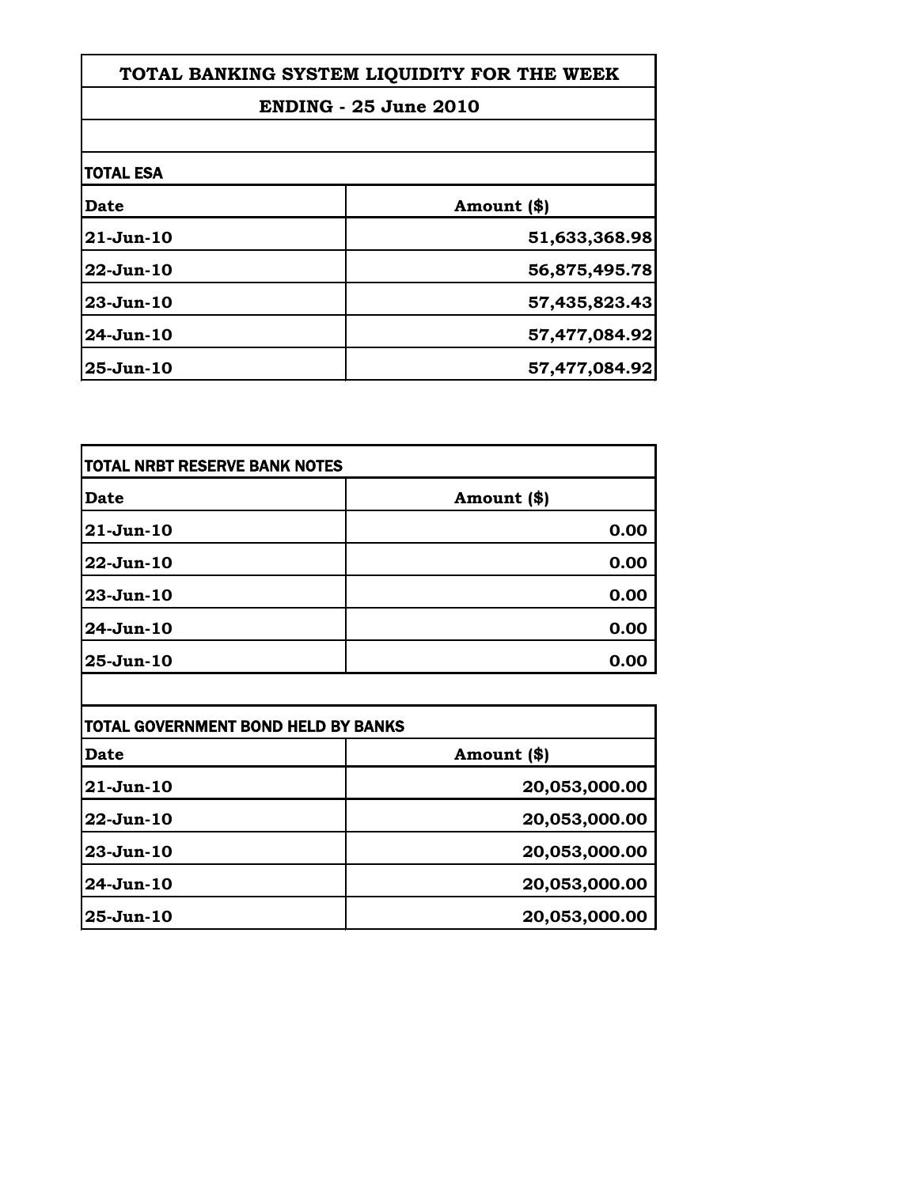# TOTAL BANKING SYSTEM LIQUIDITY FOR THE WEEK

## ENDING - 25 June 2010

### TOTAL ESA

| Date | Amount ($) |
|---|---|
| 21-Jun-10 | 51,633,368.98 |
| 22-Jun-10 | 56,875,495.78 |
| 23-Jun-10 | 57,435,823.43 |
| 24-Jun-10 | 57,477,084.92 |
| 25-Jun-10 | 57,477,084.92 |

### TOTAL NRBT RESERVE BANK NOTES

| Date | Amount ($) |
|---|---|
| 21-Jun-10 | 0.00 |
| 22-Jun-10 | 0.00 |
| 23-Jun-10 | 0.00 |
| 24-Jun-10 | 0.00 |
| 25-Jun-10 | 0.00 |

### TOTAL GOVERNMENT BOND HELD BY BANKS

| Date | Amount ($) |
|---|---|
| 21-Jun-10 | 20,053,000.00 |
| 22-Jun-10 | 20,053,000.00 |
| 23-Jun-10 | 20,053,000.00 |
| 24-Jun-10 | 20,053,000.00 |
| 25-Jun-10 | 20,053,000.00 |